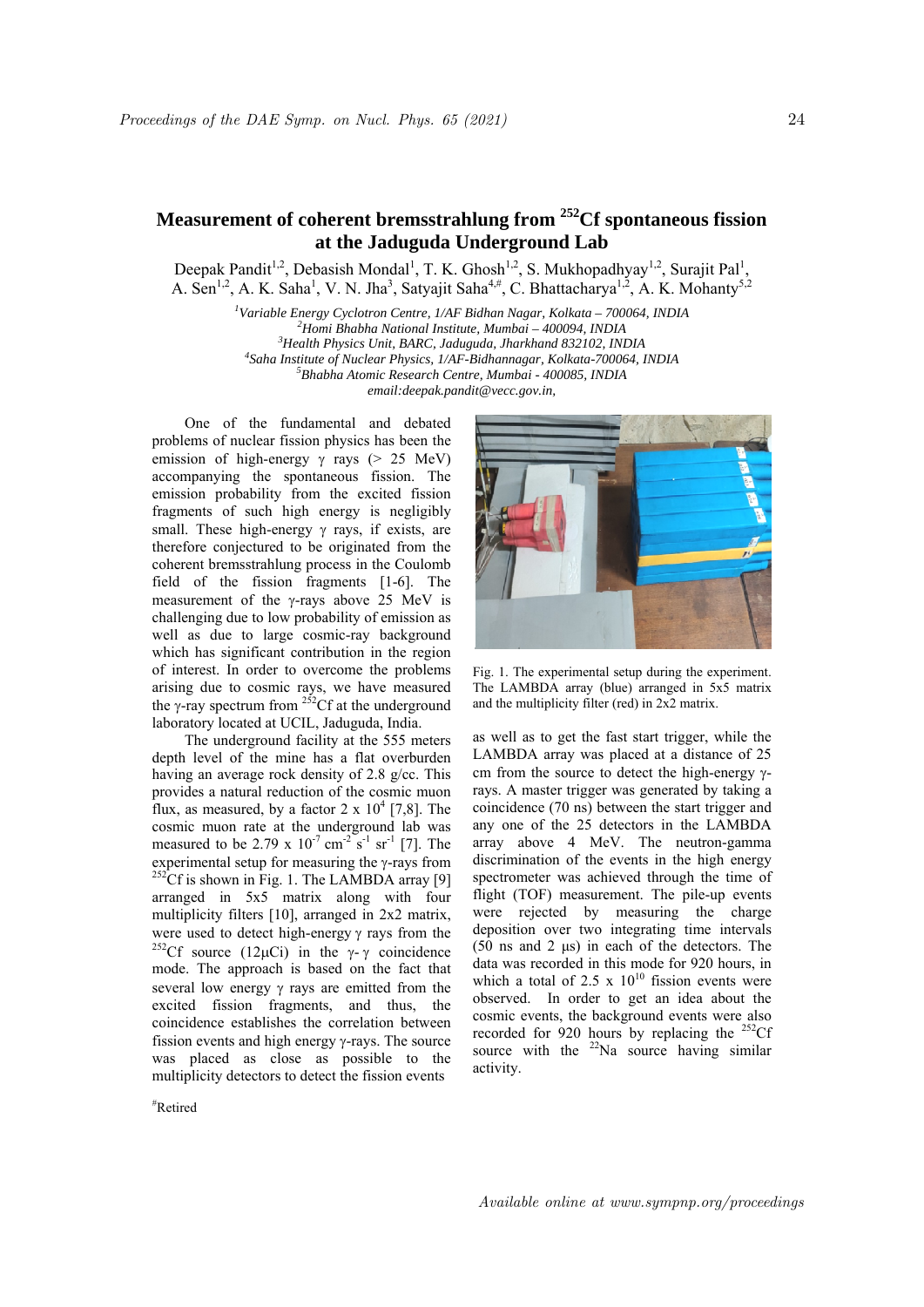# Measurement of coherent bremsstrahlung from $^{252}$Cf spontaneous fission at the Jaduguda Underground Lab

Deepak Pandit[1,2], Debasish Mondal[1], T. K. Ghosh[1,2], S. Mukhopadhyay[1,2], Surajit Pal[1], A. Sen[1,2], A. K. Saha[1], V. N. Jha[3], Satyajit Saha[4,#], C. Bhattacharya[1,2], A. K. Mohanty[5,2]

*[1]Variable Energy Cyclotron Centre, 1/AF Bidhan Nagar, Kolkata – 700064, INDIA*
*[2]Homi Bhabha National Institute, Mumbai – 400094, INDIA*
*[3]Health Physics Unit, BARC, Jaduguda, Jharkhand 832102, INDIA*
*[4]Saha Institute of Nuclear Physics, 1/AF-Bidhannagar, Kolkata-700064, INDIA*
*[5]Bhabha Atomic Research Centre, Mumbai - 400085, INDIA*
*email:deepak.pandit@vecc.gov.in,*

One of the fundamental and debated problems of nuclear fission physics has been the emission of high-energy γ rays (> 25 MeV) accompanying the spontaneous fission. The emission probability from the excited fission fragments of such high energy is negligibly small. These high-energy γ rays, if exists, are therefore conjectured to be originated from the coherent bremsstrahlung process in the Coulomb field of the fission fragments [1-6]. The measurement of the γ-rays above 25 MeV is challenging due to low probability of emission as well as due to large cosmic-ray background which has significant contribution in the region of interest. In order to overcome the problems arising due to cosmic rays, we have measured the γ-ray spectrum from $^{252}$Cf at the underground laboratory located at UCIL, Jaduguda, India.

The underground facility at the 555 meters depth level of the mine has a flat overburden having an average rock density of 2.8 g/cc. This provides a natural reduction of the cosmic muon flux, as measured, by a factor 2 x $10^4$ [7,8]. The cosmic muon rate at the underground lab was measured to be 2.79 x $10^{-7}$ cm$^{-2}$ s$^{-1}$ sr$^{-1}$ [7]. The experimental setup for measuring the γ-rays from $^{252}$Cf is shown in Fig. 1. The LAMBDA array [9] arranged in 5x5 matrix along with four multiplicity filters [10], arranged in 2x2 matrix, were used to detect high-energy γ rays from the $^{252}$Cf source (12μCi) in the γ- γ coincidence mode. The approach is based on the fact that several low energy γ rays are emitted from the excited fission fragments, and thus, the coincidence establishes the correlation between fission events and high energy γ-rays. The source was placed as close as possible to the multiplicity detectors to detect the fission events as well as to get the fast start trigger, while the LAMBDA array was placed at a distance of 25 cm from the source to detect the high-energy γ-rays. A master trigger was generated by taking a coincidence (70 ns) between the start trigger and any one of the 25 detectors in the LAMBDA array above 4 MeV. The neutron-gamma discrimination of the events in the high energy spectrometer was achieved through the time of flight (TOF) measurement. The pile-up events were rejected by measuring the charge deposition over two integrating time intervals (50 ns and 2 μs) in each of the detectors. The data was recorded in this mode for 920 hours, in which a total of 2.5 x $10^{10}$ fission events were observed. In order to get an idea about the cosmic events, the background events were also recorded for 920 hours by replacing the $^{252}$Cf source with the $^{22}$Na source having similar activity.

Fig. 1. The experimental setup during the experiment. The LAMBDA array (blue) arranged in 5x5 matrix and the multiplicity filter (red) in 2x2 matrix.

#Retired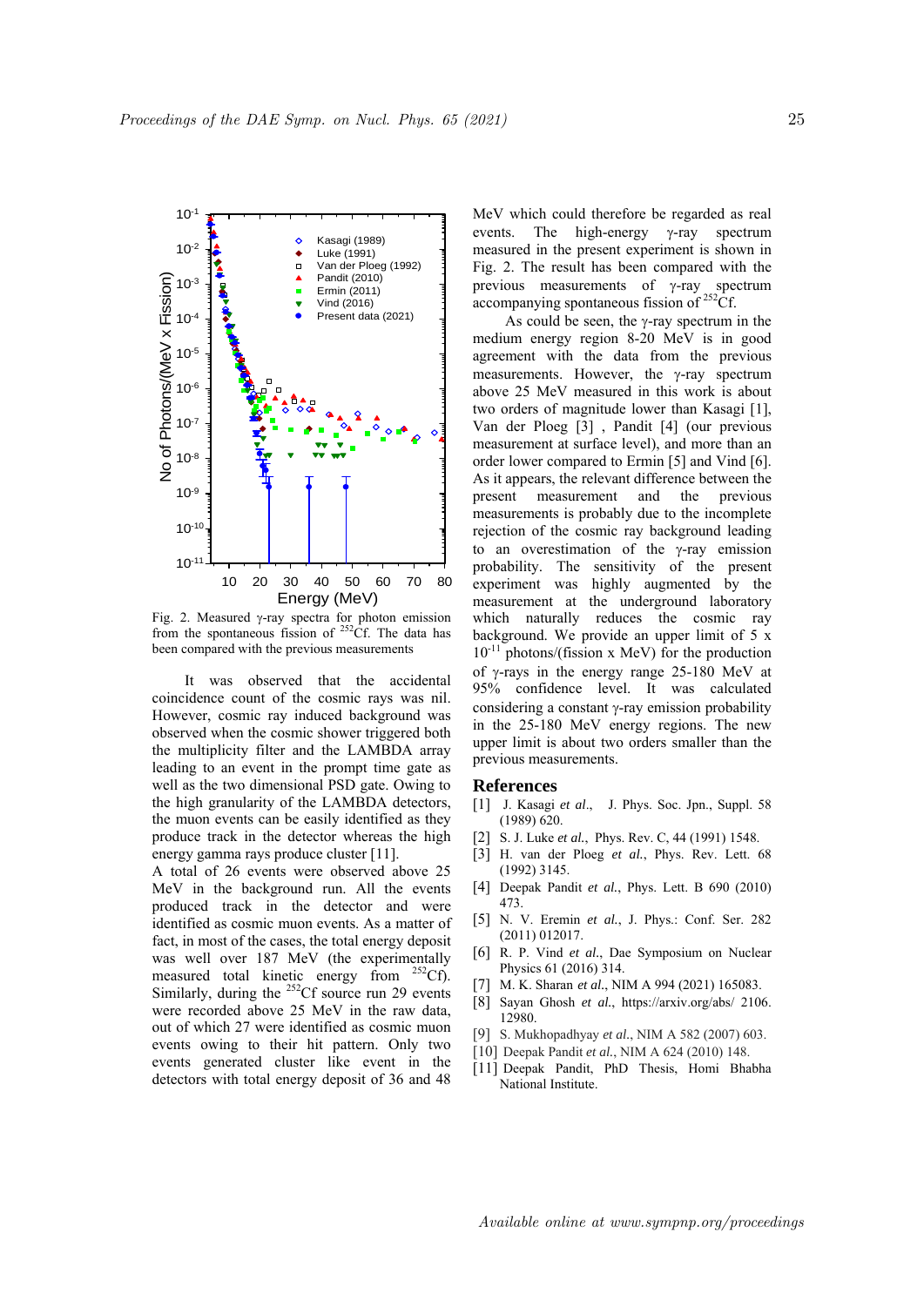10^-1
10^-2
10^-3
10^-4
10^-5
10^-6
10^-7
10^-8
10^-9
10^-10
10^-11
No of Photons/(MeV x Fission)
10 20 30 40 50 60 70 80
Energy (MeV)
Kasagi (1989)
Luke (1991)
Van der Ploeg (1992)
Pandit (2010)
Ermin (2011)
Vind (2016)
Present data (2021)

Fig. 2. Measured γ-ray spectra for photon emission from the spontaneous fission of $^{252}$Cf. The data has been compared with the previous measurements

It was observed that the accidental coincidence count of the cosmic rays was nil. However, cosmic ray induced background was observed when the cosmic shower triggered both the multiplicity filter and the LAMBDA array leading to an event in the prompt time gate as well as the two dimensional PSD gate. Owing to the high granularity of the LAMBDA detectors, the muon events can be easily identified as they produce track in the detector whereas the high energy gamma rays produce cluster [11].

A total of 26 events were observed above 25 MeV in the background run. All the events produced track in the detector and were identified as cosmic muon events. As a matter of fact, in most of the cases, the total energy deposit was well over 187 MeV (the experimentally measured total kinetic energy from $^{252}$Cf). Similarly, during the $^{252}$Cf source run 29 events were recorded above 25 MeV in the raw data, out of which 27 were identified as cosmic muon events owing to their hit pattern. Only two events generated cluster like event in the detectors with total energy deposit of 36 and 48 MeV which could therefore be regarded as real events. The high-energy γ-ray spectrum measured in the present experiment is shown in Fig. 2. The result has been compared with the previous measurements of γ-ray spectrum accompanying spontaneous fission of $^{252}$Cf.

As could be seen, the γ-ray spectrum in the medium energy region 8-20 MeV is in good agreement with the data from the previous measurements. However, the γ-ray spectrum above 25 MeV measured in this work is about two orders of magnitude lower than Kasagi [1], Van der Ploeg [3] , Pandit [4] (our previous measurement at surface level), and more than an order lower compared to Ermin [5] and Vind [6]. As it appears, the relevant difference between the present measurement and the previous measurements is probably due to the incomplete rejection of the cosmic ray background leading to an overestimation of the γ-ray emission probability. The sensitivity of the present experiment was highly augmented by the measurement at the underground laboratory which naturally reduces the cosmic ray background. We provide an upper limit of 5 x $10^{-11}$ photons/(fission x MeV) for the production of γ-rays in the energy range 25-180 MeV at 95% confidence level. It was calculated considering a constant γ-ray emission probability in the 25-180 MeV energy regions. The new upper limit is about two orders smaller than the previous measurements.

## References

[1] J. Kasagi *et al*., J. Phys. Soc. Jpn., Suppl. 58 (1989) 620.

[2] S. J. Luke *et al.*, Phys. Rev. C, 44 (1991) 1548.

[3] H. van der Ploeg *et al.*, Phys. Rev. Lett. 68 (1992) 3145.

[4] Deepak Pandit *et al.*, Phys. Lett. B 690 (2010) 473.

[5] N. V. Eremin *et al.*, J. Phys.: Conf. Ser. 282 (2011) 012017.

[6] R. P. Vind *et al.*, Dae Symposium on Nuclear Physics 61 (2016) 314.

[7] M. K. Sharan *et al.*, NIM A 994 (2021) 165083.

[8] Sayan Ghosh *et al.*, https://arxiv.org/abs/ 2106. 12980.

[9] S. Mukhopadhyay *et al.*, NIM A 582 (2007) 603.

[10] Deepak Pandit *et al.*, NIM A 624 (2010) 148.

[11] Deepak Pandit, PhD Thesis, Homi Bhabha National Institute.